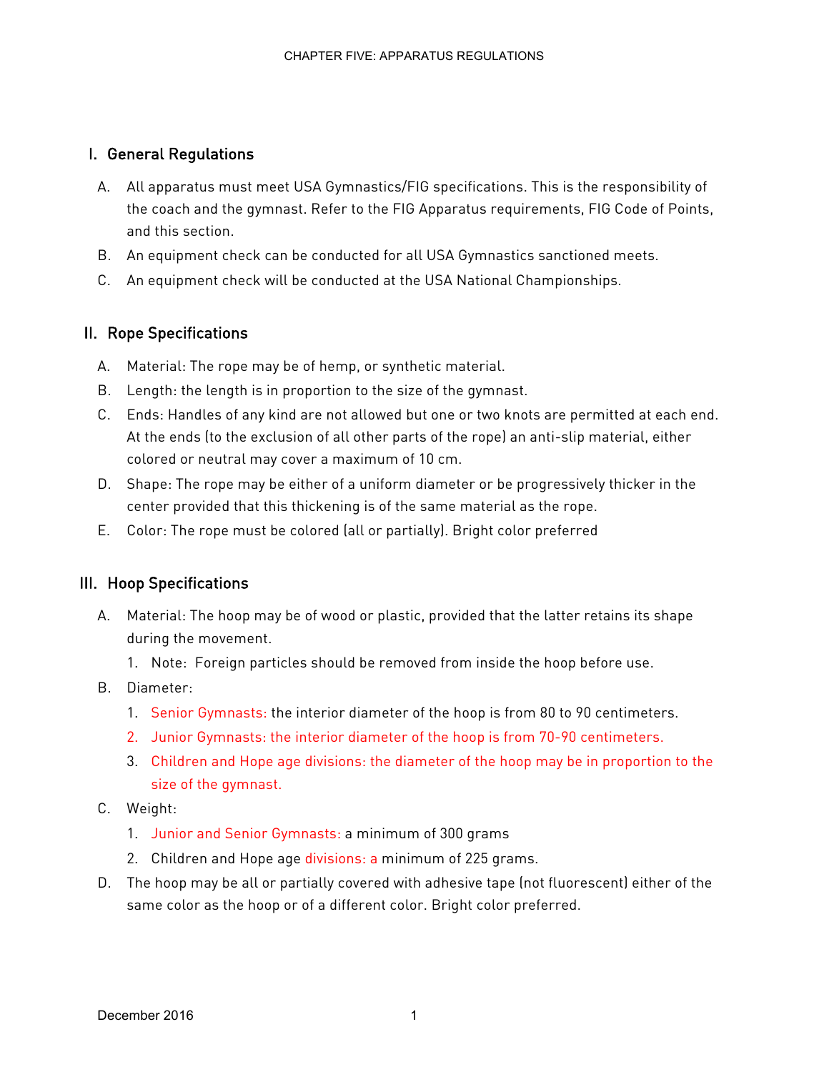# CHAPTER FIVE: APPARATUS REGULATIONS

## I. General Regulations

A. All apparatus must meet USA Gymnastics/FIG specifications. This is the responsibility of the coach and the gymnast. Refer to the FIG Apparatus requirements, FIG Code of Points, and this section.

B. An equipment check can be conducted for all USA Gymnastics sanctioned meets.

C. An equipment check will be conducted at the USA National Championships.

## II. Rope Specifications

A. Material: The rope may be of hemp, or synthetic material.

B. Length: the length is in proportion to the size of the gymnast.

C. Ends: Handles of any kind are not allowed but one or two knots are permitted at each end. At the ends (to the exclusion of all other parts of the rope) an anti-slip material, either colored or neutral may cover a maximum of 10 cm.

D. Shape: The rope may be either of a uniform diameter or be progressively thicker in the center provided that this thickening is of the same material as the rope.

E. Color: The rope must be colored (all or partially). Bright color preferred

## III. Hoop Specifications

A. Material: The hoop may be of wood or plastic, provided that the latter retains its shape during the movement.

   1. Note: Foreign particles should be removed from inside the hoop before use.

B. Diameter:

   1. Senior Gymnasts: the interior diameter of the hoop is from 80 to 90 centimeters.
   2. Junior Gymnasts: the interior diameter of the hoop is from 70-90 centimeters.
   3. Children and Hope age divisions: the diameter of the hoop may be in proportion to the size of the gymnast.

C. Weight:

   1. Junior and Senior Gymnasts: a minimum of 300 grams
   2. Children and Hope age divisions: a minimum of 225 grams.

D. The hoop may be all or partially covered with adhesive tape (not fluorescent) either of the same color as the hoop or of a different color. Bright color preferred.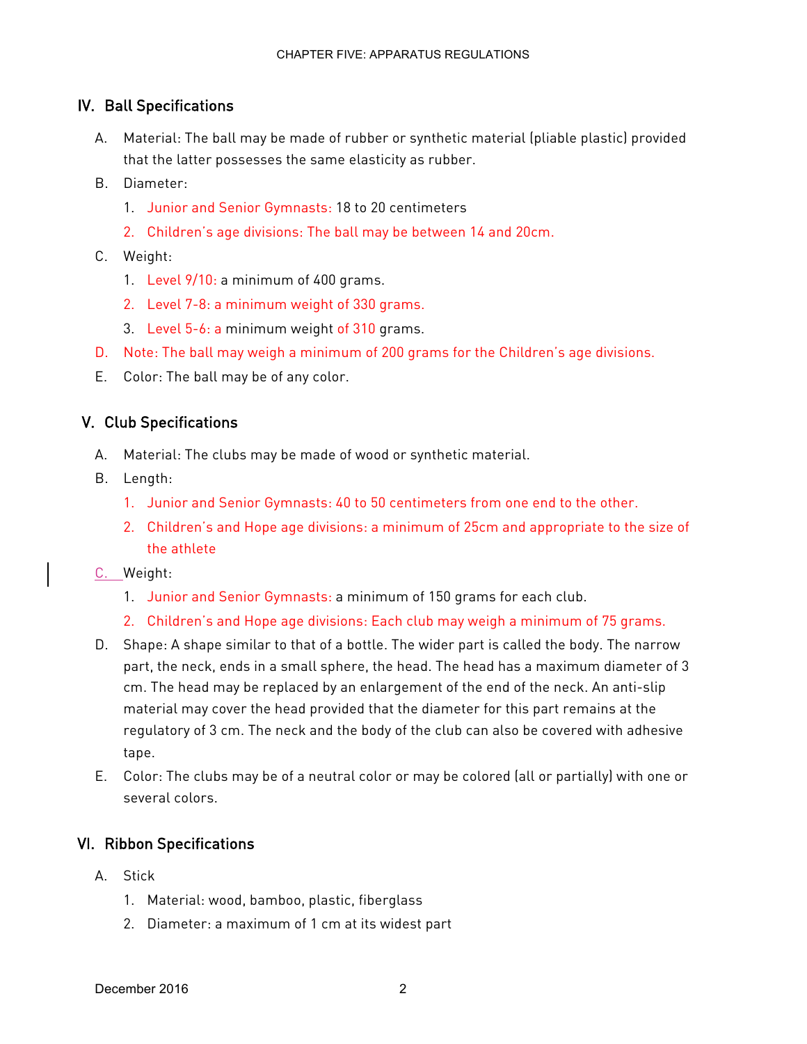## IV. Ball Specifications

A. Material: The ball may be made of rubber or synthetic material (pliable plastic) provided that the latter possesses the same elasticity as rubber.

B. Diameter:

1. Junior and Senior Gymnasts: 18 to 20 centimeters
2. Children's age divisions: The ball may be between 14 and 20cm.

C. Weight:

1. Level 9/10: a minimum of 400 grams.
2. Level 7-8: a minimum weight of 330 grams.
3. Level 5-6: a minimum weight of 310 grams.

D. Note: The ball may weigh a minimum of 200 grams for the Children's age divisions.

E. Color: The ball may be of any color.

## V. Club Specifications

A. Material: The clubs may be made of wood or synthetic material.

B. Length:

1. Junior and Senior Gymnasts: 40 to 50 centimeters from one end to the other.
2. Children's and Hope age divisions: a minimum of 25cm and appropriate to the size of the athlete

C. Weight:

1. Junior and Senior Gymnasts: a minimum of 150 grams for each club.
2. Children's and Hope age divisions: Each club may weigh a minimum of 75 grams.

D. Shape: A shape similar to that of a bottle. The wider part is called the body. The narrow part, the neck, ends in a small sphere, the head. The head has a maximum diameter of 3 cm. The head may be replaced by an enlargement of the end of the neck. An anti-slip material may cover the head provided that the diameter for this part remains at the regulatory of 3 cm. The neck and the body of the club can also be covered with adhesive tape.

E. Color: The clubs may be of a neutral color or may be colored (all or partially) with one or several colors.

## VI. Ribbon Specifications

A. Stick

1. Material: wood, bamboo, plastic, fiberglass
2. Diameter: a maximum of 1 cm at its widest part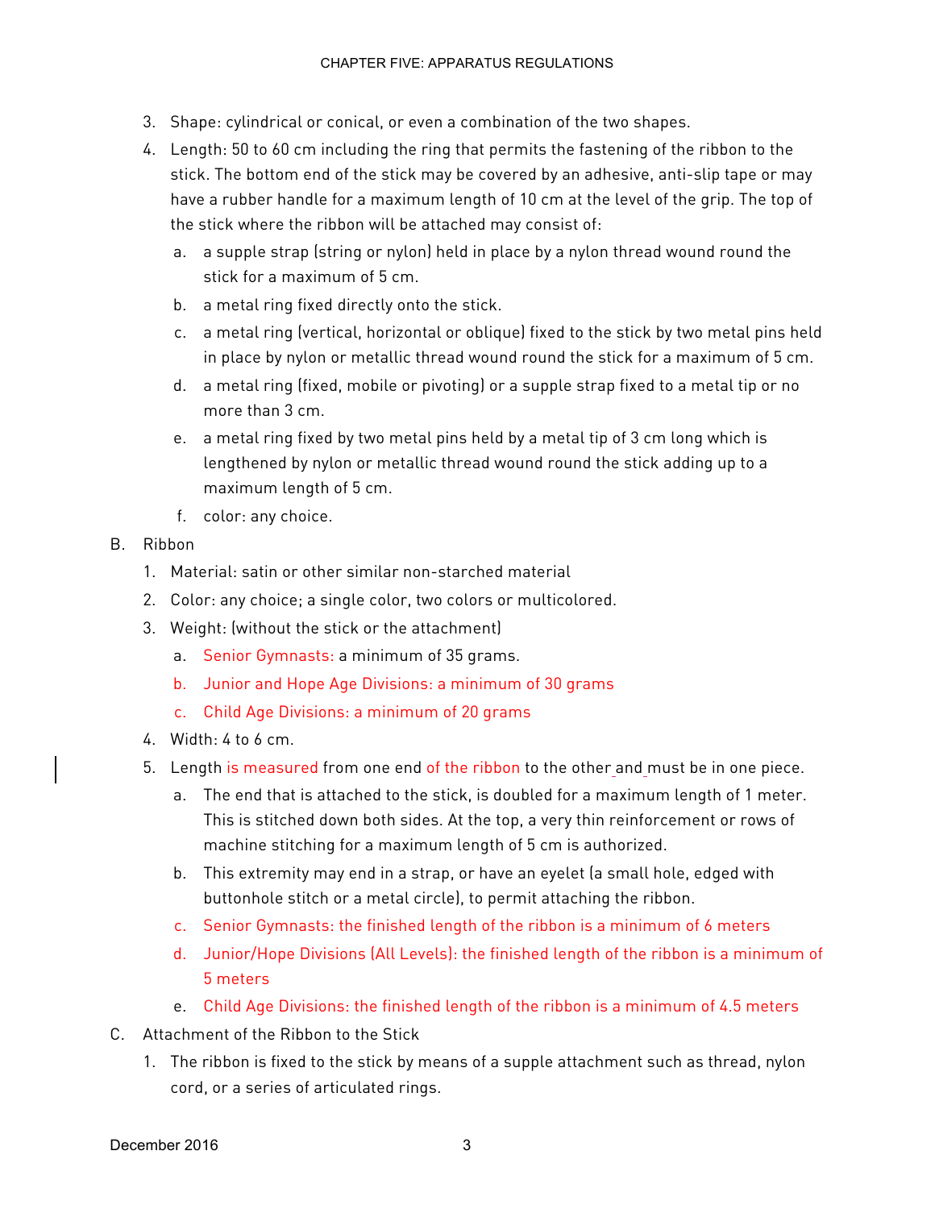3. Shape: cylindrical or conical, or even a combination of the two shapes.
4. Length: 50 to 60 cm including the ring that permits the fastening of the ribbon to the stick. The bottom end of the stick may be covered by an adhesive, anti-slip tape or may have a rubber handle for a maximum length of 10 cm at the level of the grip. The top of the stick where the ribbon will be attached may consist of:
   a. a supple strap (string or nylon) held in place by a nylon thread wound round the stick for a maximum of 5 cm.
   b. a metal ring fixed directly onto the stick.
   c. a metal ring (vertical, horizontal or oblique) fixed to the stick by two metal pins held in place by nylon or metallic thread wound round the stick for a maximum of 5 cm.
   d. a metal ring (fixed, mobile or pivoting) or a supple strap fixed to a metal tip or no more than 3 cm.
   e. a metal ring fixed by two metal pins held by a metal tip of 3 cm long which is lengthened by nylon or metallic thread wound round the stick adding up to a maximum length of 5 cm.
   f. color: any choice.

B. Ribbon
1. Material: satin or other similar non-starched material
2. Color: any choice; a single color, two colors or multicolored.
3. Weight: (without the stick or the attachment)
   a. Senior Gymnasts: a minimum of 35 grams.
   b. Junior and Hope Age Divisions: a minimum of 30 grams
   c. Child Age Divisions: a minimum of 20 grams
4. Width: 4 to 6 cm.
5. Length is measured from one end of the ribbon to the other and must be in one piece.
   a. The end that is attached to the stick, is doubled for a maximum length of 1 meter. This is stitched down both sides. At the top, a very thin reinforcement or rows of machine stitching for a maximum length of 5 cm is authorized.
   b. This extremity may end in a strap, or have an eyelet (a small hole, edged with buttonhole stitch or a metal circle), to permit attaching the ribbon.
   c. Senior Gymnasts: the finished length of the ribbon is a minimum of 6 meters
   d. Junior/Hope Divisions (All Levels): the finished length of the ribbon is a minimum of 5 meters
   e. Child Age Divisions: the finished length of the ribbon is a minimum of 4.5 meters

C. Attachment of the Ribbon to the Stick
1. The ribbon is fixed to the stick by means of a supple attachment such as thread, nylon cord, or a series of articulated rings.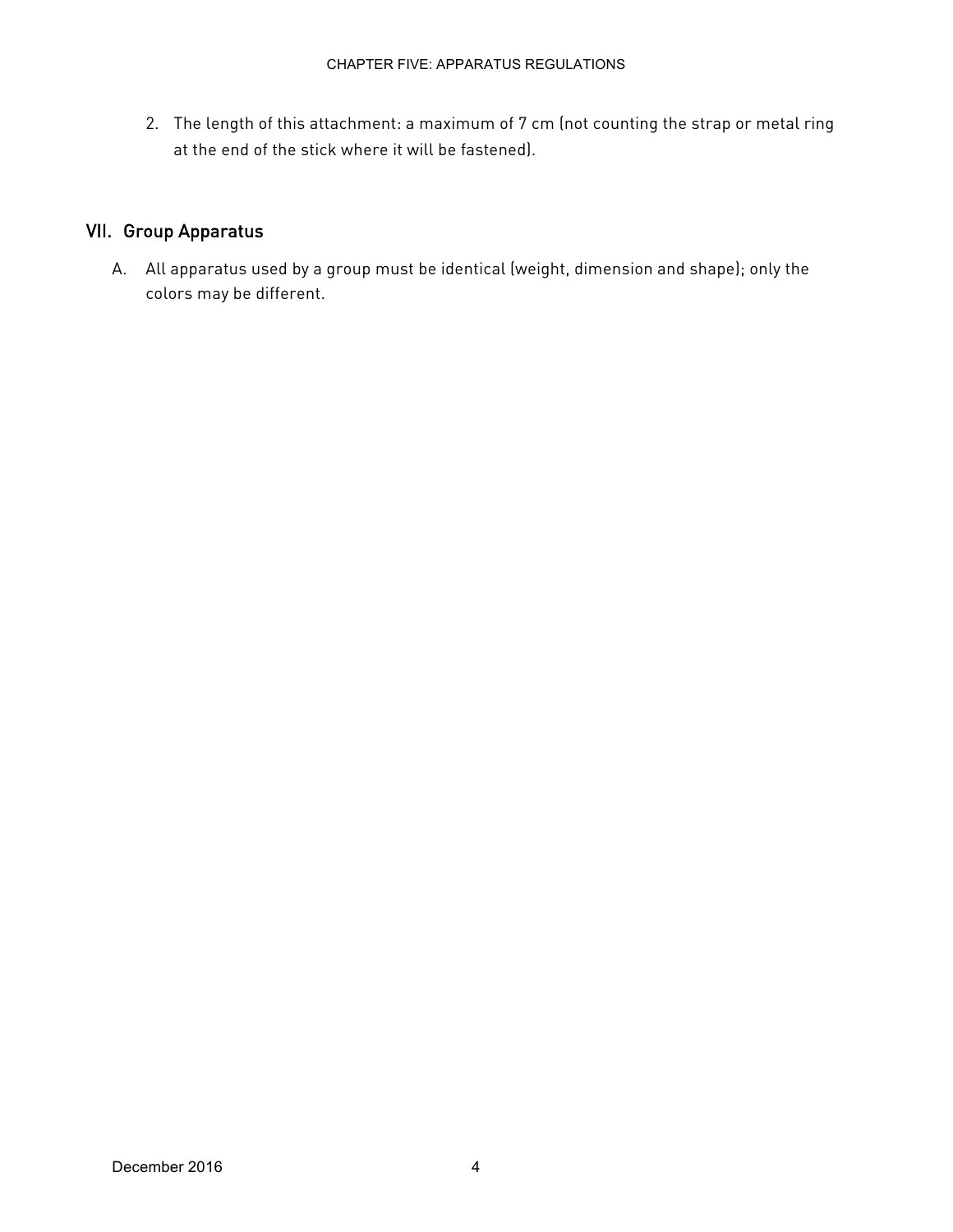2. The length of this attachment: a maximum of 7 cm (not counting the strap or metal ring at the end of the stick where it will be fastened).

## VII. Group Apparatus

A. All apparatus used by a group must be identical (weight, dimension and shape); only the colors may be different.